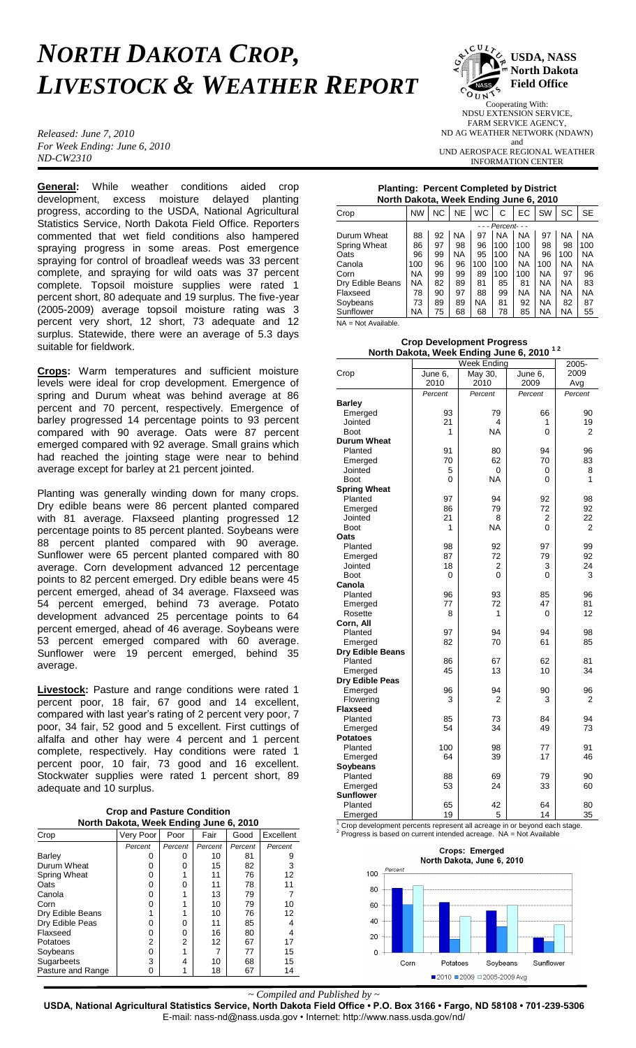# *NORTH DAKOTA CROP, LIVESTOCK & WEATHER REPORT*

**USDA, NASS North Dakota Field Office**

Cooperating With:
NDSU EXTENSION SERVICE,
FARM SERVICE AGENCY,
ND AG WEATHER NETWORK (NDAWN)
and
UND AEROSPACE REGIONAL WEATHER INFORMATION CENTER

*Released: June 7, 2010*
*For Week Ending: June 6, 2010*
*ND-CW2310*

**General:** While weather conditions aided crop development, excess moisture delayed planting progress, according to the USDA, National Agricultural Statistics Service, North Dakota Field Office. Reporters commented that wet field conditions also hampered spraying progress in some areas. Post emergence spraying for control of broadleaf weeds was 33 percent complete, and spraying for wild oats was 37 percent complete. Topsoil moisture supplies were rated 1 percent short, 80 adequate and 19 surplus. The five-year (2005-2009) average topsoil moisture rating was 3 percent very short, 12 short, 73 adequate and 12 surplus. Statewide, there were an average of 5.3 days suitable for fieldwork.

**Crops:** Warm temperatures and sufficient moisture levels were ideal for crop development. Emergence of spring and Durum wheat was behind average at 86 percent and 70 percent, respectively. Emergence of barley progressed 14 percentage points to 93 percent compared with 90 average. Oats were 87 percent emerged compared with 92 average. Small grains which had reached the jointing stage were near to behind average except for barley at 21 percent jointed.

Planting was generally winding down for many crops. Dry edible beans were 86 percent planted compared with 81 average. Flaxseed planting progressed 12 percentage points to 85 percent planted. Soybeans were 88 percent planted compared with 90 average. Sunflower were 65 percent planted compared with 80 average. Corn development advanced 12 percentage points to 82 percent emerged. Dry edible beans were 45 percent emerged, ahead of 34 average. Flaxseed was 54 percent emerged, behind 73 average. Potato development advanced 25 percentage points to 64 percent emerged, ahead of 46 average. Soybeans were 53 percent emerged compared with 60 average. Sunflower were 19 percent emerged, behind 35 average.

**Livestock:** Pasture and range conditions were rated 1 percent poor, 18 fair, 67 good and 14 excellent, compared with last year's rating of 2 percent very poor, 7 poor, 34 fair, 52 good and 5 excellent. First cuttings of alfalfa and other hay were 4 percent and 1 percent complete, respectively. Hay conditions were rated 1 percent poor, 10 fair, 73 good and 16 excellent. Stockwater supplies were rated 1 percent short, 89 adequate and 10 surplus.

**Crop and Pasture Condition**
**North Dakota, Week Ending June 6, 2010**

| Crop | Very Poor | Poor | Fair | Good | Excellent |
|---|---|---|---|---|---|
| | Percent | Percent | Percent | Percent | Percent |
| Barley | 0 | 0 | 10 | 81 | 9 |
| Durum Wheat | 0 | 0 | 15 | 82 | 3 |
| Spring Wheat | 0 | 1 | 11 | 76 | 12 |
| Oats | 0 | 0 | 11 | 78 | 11 |
| Canola | 0 | 1 | 13 | 79 | 7 |
| Corn | 0 | 1 | 10 | 79 | 10 |
| Dry Edible Beans | 1 | 1 | 10 | 76 | 12 |
| Dry Edible Peas | 0 | 0 | 11 | 85 | 4 |
| Flaxseed | 0 | 0 | 16 | 80 | 4 |
| Potatoes | 2 | 2 | 12 | 67 | 17 |
| Soybeans | 0 | 1 | 7 | 77 | 15 |
| Sugarbeets | 3 | 4 | 10 | 68 | 15 |
| Pasture and Range | 0 | 1 | 18 | 67 | 14 |

**Planting: Percent Completed by District**
**North Dakota, Week Ending June 6, 2010**

| Crop | NW | NC | NE | WC | C | EC | SW | SC | SE |
|---|---|---|---|---|---|---|---|---|---|
| | - - - Percent- - - | | | | | | | | |
| Durum Wheat | 88 | 92 | NA | 97 | NA | NA | 97 | NA | NA |
| Spring Wheat | 86 | 97 | 98 | 96 | 100 | 100 | 98 | 98 | 100 |
| Oats | 96 | 99 | NA | 95 | 100 | NA | 96 | 100 | NA |
| Canola | 100 | 96 | 96 | 100 | 100 | NA | 100 | NA | NA |
| Corn | NA | 99 | 99 | 89 | 100 | 100 | NA | 97 | 96 |
| Dry Edible Beans | NA | 82 | 89 | 81 | 85 | 81 | NA | NA | 83 |
| Flaxseed | 78 | 90 | 97 | 88 | 99 | NA | NA | NA | NA |
| Soybeans | 73 | 89 | 89 | NA | 81 | 92 | NA | 82 | 87 |
| Sunflower | NA | 75 | 68 | 68 | 78 | 85 | NA | NA | 55 |

NA = Not Available.

**Crop Development Progress**
**North Dakota, Week Ending June 6, 2010 [1 2]**

| Crop | June 6, 2010 | May 30, 2010 | June 6, 2009 | 2005-2009 Avg |
|---|---|---|---|---|
| | Percent | Percent | Percent | Percent |
| **Barley** | | | | |
| Emerged | 93 | 79 | 66 | 90 |
| Jointed | 21 | 4 | 1 | 19 |
| Boot | 1 | NA | 0 | 2 |
| **Durum Wheat** | | | | |
| Planted | 91 | 80 | 94 | 96 |
| Emerged | 70 | 62 | 70 | 83 |
| Jointed | 5 | 0 | 0 | 8 |
| Boot | 0 | NA | 0 | 1 |
| **Spring Wheat** | | | | |
| Planted | 97 | 94 | 92 | 98 |
| Emerged | 86 | 79 | 72 | 92 |
| Jointed | 21 | 8 | 2 | 22 |
| Boot | 1 | NA | 0 | 2 |
| **Oats** | | | | |
| Planted | 98 | 92 | 97 | 99 |
| Emerged | 87 | 72 | 79 | 92 |
| Jointed | 18 | 2 | 3 | 24 |
| Boot | 0 | 0 | 0 | 3 |
| **Canola** | | | | |
| Planted | 96 | 93 | 85 | 96 |
| Emerged | 77 | 72 | 47 | 81 |
| Rosette | 8 | 1 | 0 | 12 |
| **Corn, All** | | | | |
| Planted | 97 | 94 | 94 | 98 |
| Emerged | 82 | 70 | 61 | 85 |
| **Dry Edible Beans** | | | | |
| Planted | 86 | 67 | 62 | 81 |
| Emerged | 45 | 13 | 10 | 34 |
| **Dry Edible Peas** | | | | |
| Emerged | 96 | 94 | 90 | 96 |
| Flowering | 3 | 2 | 3 | 2 |
| **Flaxseed** | | | | |
| Planted | 85 | 73 | 84 | 94 |
| Emerged | 54 | 34 | 49 | 73 |
| **Potatoes** | | | | |
| Planted | 100 | 98 | 77 | 91 |
| Emerged | 64 | 39 | 17 | 46 |
| **Soybeans** | | | | |
| Planted | 88 | 69 | 79 | 90 |
| Emerged | 53 | 24 | 33 | 60 |
| **Sunflower** | | | | |
| Planted | 65 | 42 | 64 | 80 |
| Emerged | 19 | 5 | 14 | 35 |

[1] Crop development percents represent all acreage in or beyond each stage.
[2] Progress is based on current intended acreage. NA = Not Available

**Crops: Emerged**
**North Dakota, June 6, 2010**

| Crop | 2010 | 2009 | 2005-2009 Avg |
|---|---|---|---|
| Corn | 82 | 61 | 85 |
| Potatoes | 64 | 17 | 46 |
| Soybeans | 53 | 33 | 60 |
| Sunflower | 19 | 14 | 35 |

*~ Compiled and Published by ~*

**USDA, National Agricultural Statistics Service, North Dakota Field Office • P.O. Box 3166 • Fargo, ND 58108 • 701-239-5306**
E-mail: nass-nd@nass.usda.gov • Internet: http://www.nass.usda.gov/nd/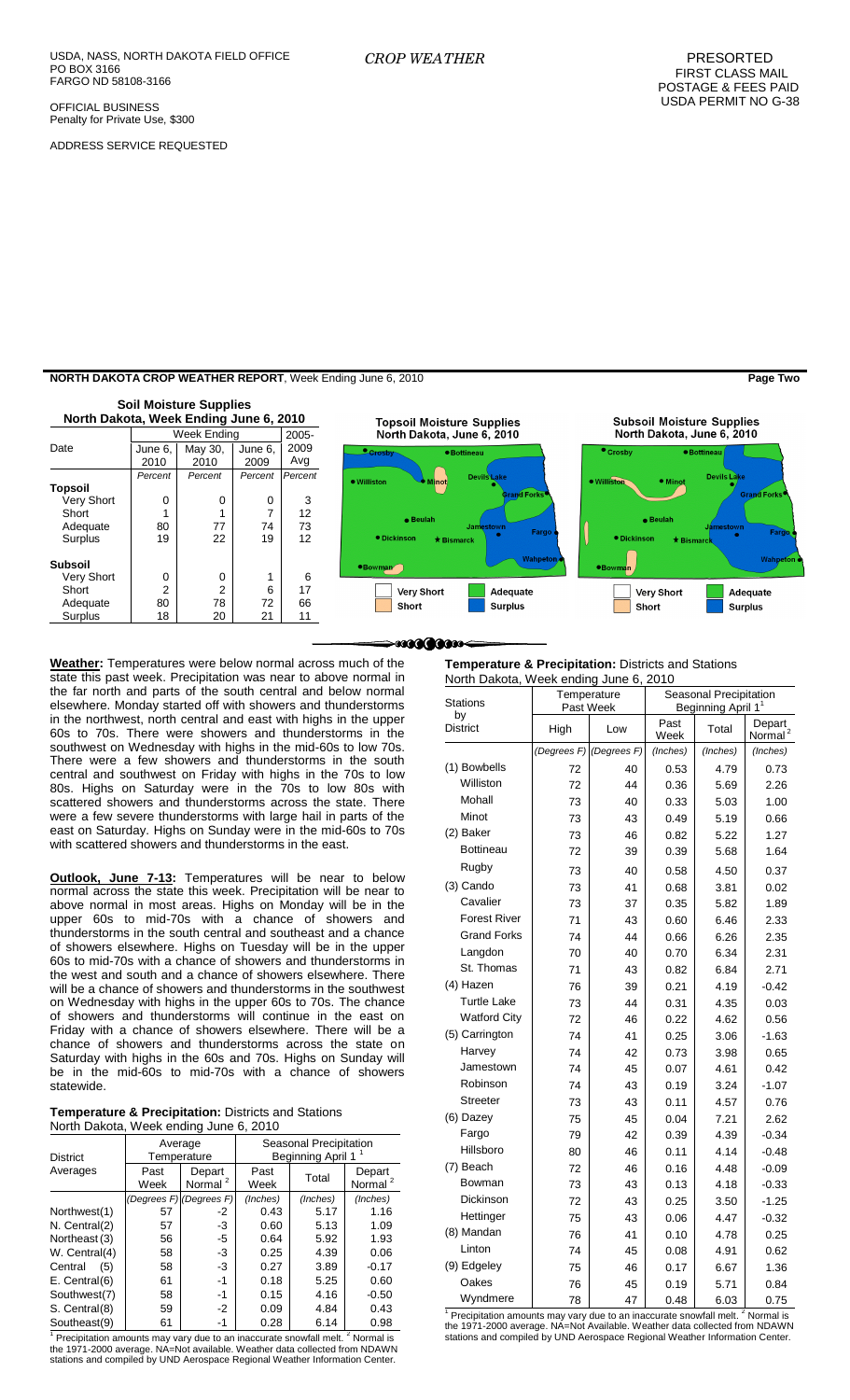USDA, NASS, NORTH DAKOTA FIELD OFFICE
PO BOX 3166
FARGO ND 58108-3166

OFFICIAL BUSINESS
Penalty for Private Use, $300

ADDRESS SERVICE REQUESTED

*CROP WEATHER*

PRESORTED
FIRST CLASS MAIL
POSTAGE & FEES PAID
USDA PERMIT NO G-38

**NORTH DAKOTA CROP WEATHER REPORT**, Week Ending June 6, 2010

**Soil Moisture Supplies**
**North Dakota, Week Ending June 6, 2010**

| Date | June 6, 2010 | May 30, 2010 | June 6, 2009 | 2005-2009 Avg |
|---|---|---|---|---|
| | *Percent* | *Percent* | *Percent* | *Percent* |
| **Topsoil** | | | | |
| Very Short | 0 | 0 | 0 | 3 |
| Short | 1 | 1 | 7 | 12 |
| Adequate | 80 | 77 | 74 | 73 |
| Surplus | 19 | 22 | 19 | 12 |
| **Subsoil** | | | | |
| Very Short | 0 | 0 | 1 | 6 |
| Short | 2 | 2 | 6 | 17 |
| Adequate | 80 | 78 | 72 | 66 |
| Surplus | 18 | 20 | 21 | 11 |

**Topsoil Moisture Supplies**
**North Dakota, June 6, 2010**

Crosby, Bottineau, Williston, Minot, Devils Lake, Grand Forks, Beulah, Jamestown, Fargo, Dickinson, Bismarck, Wahpeton, Bowman

Very Short, Short, Adequate, Surplus

**Subsoil Moisture Supplies**
**North Dakota, June 6, 2010**

Crosby, Bottineau, Williston, Minot, Devils Lake, Grand Forks, Beulah, Jamestown, Fargo, Dickinson, Bismarck, Wahpeton, Bowman

Very Short, Short, Adequate, Surplus

**Weather:** Temperatures were below normal across much of the state this past week. Precipitation was near to above normal in the far north and parts of the south central and below normal elsewhere. Monday started off with showers and thunderstorms in the northwest, north central and east with highs in the upper 60s to 70s. There were showers and thunderstorms in the southwest on Wednesday with highs in the mid-60s to low 70s. There were a few showers and thunderstorms in the south central and southwest on Friday with highs in the 70s to low 80s. Highs on Saturday were in the 70s to low 80s with scattered showers and thunderstorms across the state. There were a few severe thunderstorms with large hail in parts of the east on Saturday. Highs on Sunday were in the mid-60s to 70s with scattered showers and thunderstorms in the east.

**Outlook, June 7-13:** Temperatures will be near to below normal across the state this week. Precipitation will be near to above normal in most areas. Highs on Monday will be in the upper 60s to mid-70s with a chance of showers and thunderstorms in the south central and southeast and a chance of showers elsewhere. Highs on Tuesday will be in the upper 60s to mid-70s with a chance of showers and thunderstorms in the west and south and a chance of showers elsewhere. There will be a chance of showers and thunderstorms in the southwest on Wednesday with highs in the upper 60s to 70s. The chance of showers and thunderstorms will continue in the east on Friday with a chance of showers elsewhere. There will be a chance of showers and thunderstorms across the state on Saturday with highs in the 60s and 70s. Highs on Sunday will be in the mid-60s to mid-70s with a chance of showers statewide.

**Temperature & Precipitation:** Districts and Stations
North Dakota, Week ending June 6, 2010

| District Averages | Average Temperature | | Seasonal Precipitation Beginning April 1 [1] | | |
|---|---|---|---|---|---|
| | Past Week | Depart Normal [2] | Past Week | Total | Depart Normal [2] |
| | *(Degrees F)* | *(Degrees F)* | *(Inches)* | *(Inches)* | *(Inches)* |
| Northwest(1) | 57 | -2 | 0.43 | 5.17 | 1.16 |
| N. Central(2) | 57 | -3 | 0.60 | 5.13 | 1.09 |
| Northeast(3) | 56 | -5 | 0.64 | 5.92 | 1.93 |
| W. Central(4) | 58 | -3 | 0.25 | 4.39 | 0.06 |
| Central (5) | 58 | -3 | 0.27 | 3.89 | -0.17 |
| E. Central(6) | 61 | -1 | 0.18 | 5.25 | 0.60 |
| Southwest(7) | 58 | -1 | 0.15 | 4.16 | -0.50 |
| S. Central(8) | 59 | -2 | 0.09 | 4.84 | 0.43 |
| Southeast(9) | 61 | -1 | 0.28 | 6.14 | 0.98 |

[1] Precipitation amounts may vary due to an inaccurate snowfall melt. [2] Normal is the 1971-2000 average. NA=Not available. Weather data collected from NDAWN stations and compiled by UND Aerospace Regional Weather Information Center.

**Temperature & Precipitation:** Districts and Stations
North Dakota, Week ending June 6, 2010

| Stations by District | Temperature Past Week | | Seasonal Precipitation Beginning April 1 [1] | | |
|---|---|---|---|---|---|
| | High | Low | Past Week | Total | Depart Normal [2] |
| | *(Degrees F)* | *(Degrees F)* | *(Inches)* | *(Inches)* | *(Inches)* |
| (1) Bowbells | 72 | 40 | 0.53 | 4.79 | 0.73 |
| Williston | 72 | 44 | 0.36 | 5.69 | 2.26 |
| Mohall | 73 | 40 | 0.33 | 5.03 | 1.00 |
| Minot | 73 | 43 | 0.49 | 5.19 | 0.66 |
| (2) Baker | 73 | 46 | 0.82 | 5.22 | 1.27 |
| Bottineau | 72 | 39 | 0.39 | 5.68 | 1.64 |
| Rugby | 73 | 40 | 0.58 | 4.50 | 0.37 |
| (3) Cando | 73 | 41 | 0.68 | 3.81 | 0.02 |
| Cavalier | 73 | 37 | 0.35 | 5.82 | 1.89 |
| Forest River | 71 | 43 | 0.60 | 6.46 | 2.33 |
| Grand Forks | 74 | 44 | 0.66 | 6.26 | 2.35 |
| Langdon | 70 | 40 | 0.70 | 6.34 | 2.31 |
| St. Thomas | 71 | 43 | 0.82 | 6.84 | 2.71 |
| (4) Hazen | 76 | 39 | 0.21 | 4.19 | -0.42 |
| Turtle Lake | 73 | 44 | 0.31 | 4.35 | 0.03 |
| Watford City | 72 | 46 | 0.22 | 4.62 | 0.56 |
| (5) Carrington | 74 | 41 | 0.25 | 3.06 | -1.63 |
| Harvey | 74 | 42 | 0.73 | 3.98 | 0.65 |
| Jamestown | 74 | 45 | 0.07 | 4.61 | 0.42 |
| Robinson | 74 | 43 | 0.19 | 3.24 | -1.07 |
| Streeter | 73 | 43 | 0.11 | 4.57 | 0.76 |
| (6) Dazey | 75 | 45 | 0.04 | 7.21 | 2.62 |
| Fargo | 79 | 42 | 0.39 | 4.39 | -0.34 |
| Hillsboro | 80 | 46 | 0.11 | 4.14 | -0.48 |
| (7) Beach | 72 | 46 | 0.16 | 4.48 | -0.09 |
| Bowman | 73 | 43 | 0.13 | 4.18 | -0.33 |
| Dickinson | 72 | 43 | 0.25 | 3.50 | -1.25 |
| Hettinger | 75 | 43 | 0.06 | 4.47 | -0.32 |
| (8) Mandan | 76 | 41 | 0.10 | 4.78 | 0.25 |
| Linton | 74 | 45 | 0.08 | 4.91 | 0.62 |
| (9) Edgeley | 75 | 46 | 0.17 | 6.67 | 1.36 |
| Oakes | 76 | 45 | 0.19 | 5.71 | 0.84 |
| Wyndmere | 78 | 47 | 0.48 | 6.03 | 0.75 |

[1] Precipitation amounts may vary due to an inaccurate snowfall melt. [2] Normal is the 1971-2000 average. NA=Not Available. Weather data collected from NDAWN stations and compiled by UND Aerospace Regional Weather Information Center.